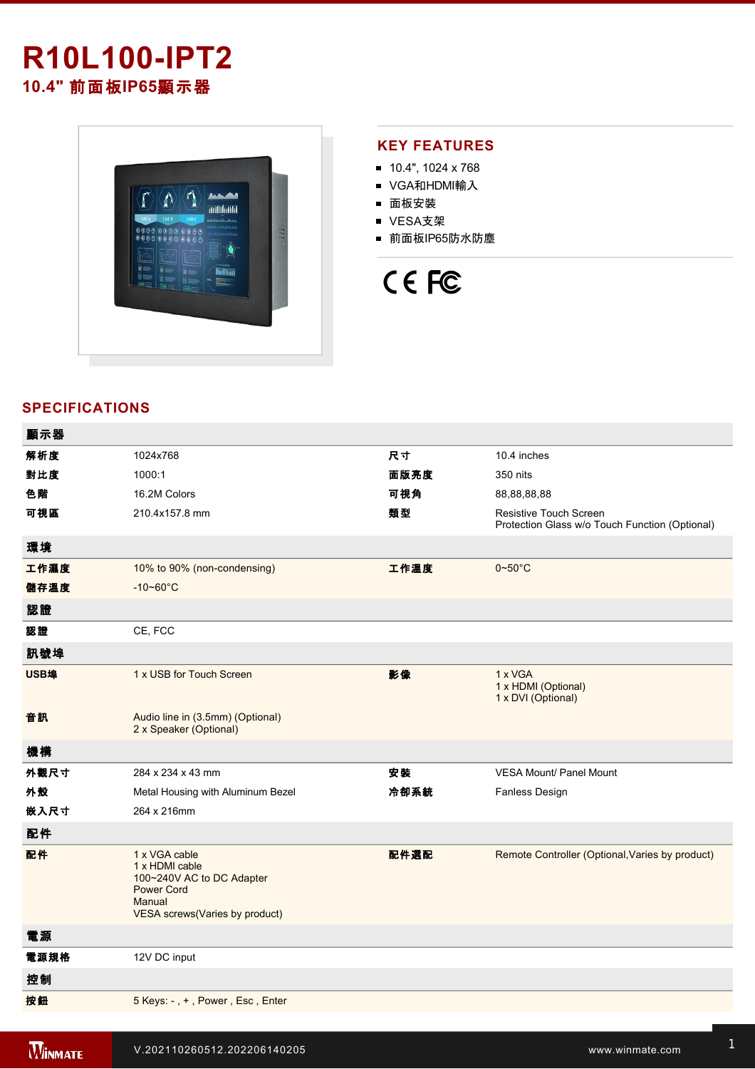# R10L100-IPT2

## 10.4" 前面板IP65顯示器

## KEY FEATURES

- 10.4", 1024 x 768
- VGA和HDMI輸入
- 面板安裝
- VESA支架
- 前面板IP65防水防塵

## SPECIFICATIONS

| 顯示器 | | | |
|---|---|---|---|
| 解析度 | 1024x768 | 尺寸 | 10.4 inches |
| 對比度 | 1000:1 | 面版亮度 | 350 nits |
| 色階 | 16.2M Colors | 可視角 | 88,88,88,88 |
| 可視區 | 210.4x157.8 mm | 類型 | Resistive Touch Screen<br>Protection Glass w/o Touch Function (Optional) |
| **環境** | | | |
| 工作濕度 | 10% to 90% (non-condensing) | 工作溫度 | 0~50°C |
| 儲存溫度 | -10~60°C | | |
| **認證** | | | |
| 認證 | CE, FCC | | |
| **訊號埠** | | | |
| USB埠 | 1 x USB for Touch Screen | 影像 | 1 x VGA<br>1 x HDMI (Optional)<br>1 x DVI (Optional) |
| 音訊 | Audio line in (3.5mm) (Optional)<br>2 x Speaker (Optional) | | |
| **機構** | | | |
| 外觀尺寸 | 284 x 234 x 43 mm | 安裝 | VESA Mount/ Panel Mount |
| 外殼 | Metal Housing with Aluminum Bezel | 冷卻系統 | Fanless Design |
| 嵌入尺寸 | 264 x 216mm | | |
| **配件** | | | |
| 配件 | 1 x VGA cable<br>1 x HDMI cable<br>100~240V AC to DC Adapter<br>Power Cord<br>Manual<br>VESA screws(Varies by product) | 配件選配 | Remote Controller (Optional,Varies by product) |
| **電源** | | | |
| 電源規格 | 12V DC input | | |
| **控制** | | | |
| 按鈕 | 5 Keys: - , + , Power , Esc , Enter | | |

V.202110260512.202206140205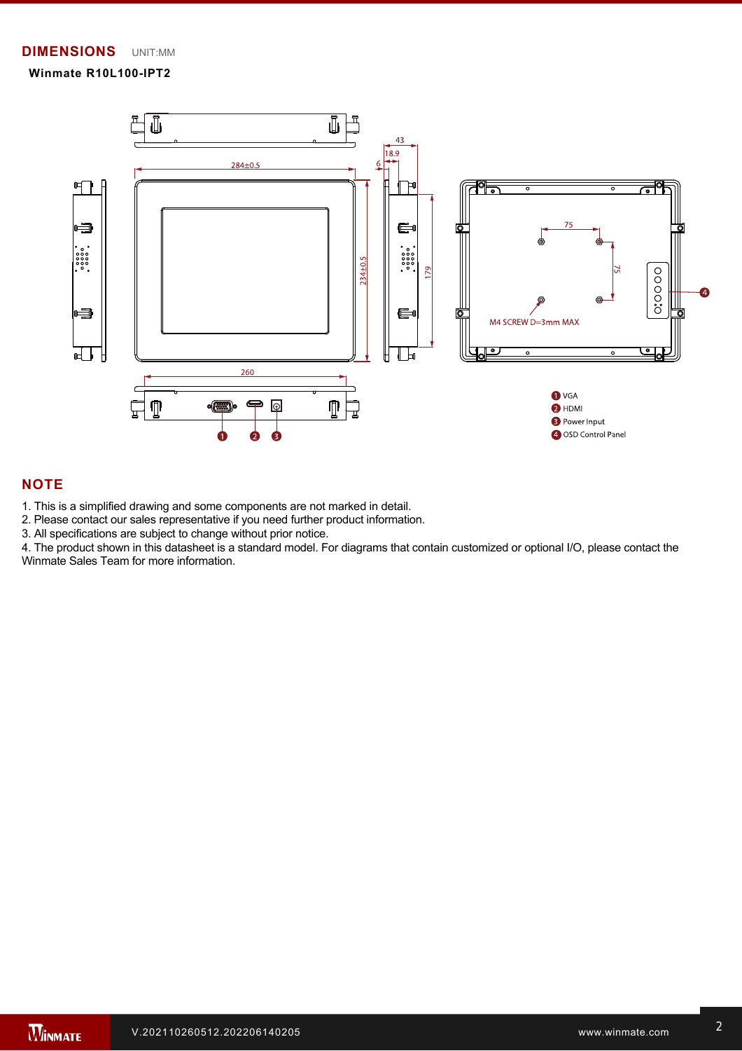## DIMENSIONS UNIT:MM

**Winmate R10L100-IPT2**

284±0.5

234±0.5

43

18.9

6

179

75

75

M4 SCREW D=3mm MAX

260

1 VGA
2 HDMI
3 Power Input
4 OSD Control Panel

## NOTE

1. This is a simplified drawing and some components are not marked in detail.
2. Please contact our sales representative if you need further product information.
3. All specifications are subject to change without prior notice.
4. The product shown in this datasheet is a standard model. For diagrams that contain customized or optional I/O, please contact the Winmate Sales Team for more information.